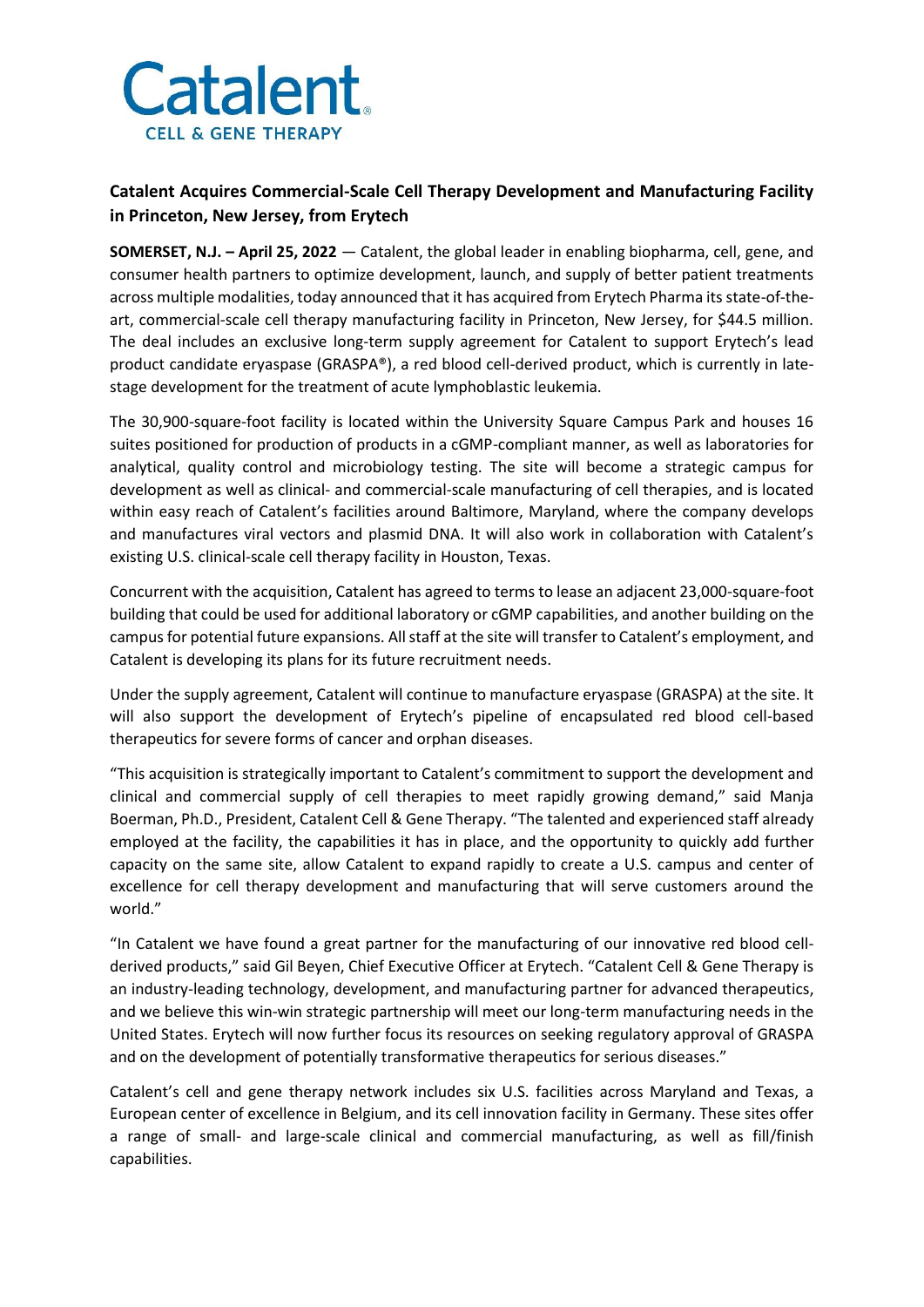Catalent
CELL & GENE THERAPY

## Catalent Acquires Commercial-Scale Cell Therapy Development and Manufacturing Facility in Princeton, New Jersey, from Erytech

**SOMERSET, N.J. – April 25, 2022** — Catalent, the global leader in enabling biopharma, cell, gene, and consumer health partners to optimize development, launch, and supply of better patient treatments across multiple modalities, today announced that it has acquired from Erytech Pharma its state-of-the-art, commercial-scale cell therapy manufacturing facility in Princeton, New Jersey, for $44.5 million. The deal includes an exclusive long-term supply agreement for Catalent to support Erytech's lead product candidate eryaspase (GRASPA®), a red blood cell-derived product, which is currently in late-stage development for the treatment of acute lymphoblastic leukemia.

The 30,900-square-foot facility is located within the University Square Campus Park and houses 16 suites positioned for production of products in a cGMP-compliant manner, as well as laboratories for analytical, quality control and microbiology testing. The site will become a strategic campus for development as well as clinical- and commercial-scale manufacturing of cell therapies, and is located within easy reach of Catalent's facilities around Baltimore, Maryland, where the company develops and manufactures viral vectors and plasmid DNA. It will also work in collaboration with Catalent's existing U.S. clinical-scale cell therapy facility in Houston, Texas.

Concurrent with the acquisition, Catalent has agreed to terms to lease an adjacent 23,000-square-foot building that could be used for additional laboratory or cGMP capabilities, and another building on the campus for potential future expansions. All staff at the site will transfer to Catalent's employment, and Catalent is developing its plans for its future recruitment needs.

Under the supply agreement, Catalent will continue to manufacture eryaspase (GRASPA) at the site. It will also support the development of Erytech's pipeline of encapsulated red blood cell-based therapeutics for severe forms of cancer and orphan diseases.

"This acquisition is strategically important to Catalent's commitment to support the development and clinical and commercial supply of cell therapies to meet rapidly growing demand," said Manja Boerman, Ph.D., President, Catalent Cell & Gene Therapy. "The talented and experienced staff already employed at the facility, the capabilities it has in place, and the opportunity to quickly add further capacity on the same site, allow Catalent to expand rapidly to create a U.S. campus and center of excellence for cell therapy development and manufacturing that will serve customers around the world."

"In Catalent we have found a great partner for the manufacturing of our innovative red blood cell-derived products," said Gil Beyen, Chief Executive Officer at Erytech. "Catalent Cell & Gene Therapy is an industry-leading technology, development, and manufacturing partner for advanced therapeutics, and we believe this win-win strategic partnership will meet our long-term manufacturing needs in the United States. Erytech will now further focus its resources on seeking regulatory approval of GRASPA and on the development of potentially transformative therapeutics for serious diseases."

Catalent's cell and gene therapy network includes six U.S. facilities across Maryland and Texas, a European center of excellence in Belgium, and its cell innovation facility in Germany. These sites offer a range of small- and large-scale clinical and commercial manufacturing, as well as fill/finish capabilities.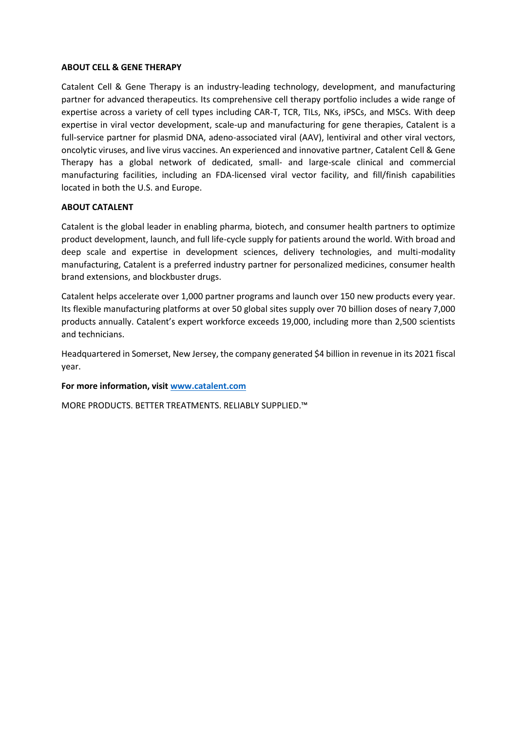**ABOUT CELL & GENE THERAPY**

Catalent Cell & Gene Therapy is an industry-leading technology, development, and manufacturing partner for advanced therapeutics. Its comprehensive cell therapy portfolio includes a wide range of expertise across a variety of cell types including CAR-T, TCR, TILs, NKs, iPSCs, and MSCs. With deep expertise in viral vector development, scale-up and manufacturing for gene therapies, Catalent is a full-service partner for plasmid DNA, adeno-associated viral (AAV), lentiviral and other viral vectors, oncolytic viruses, and live virus vaccines. An experienced and innovative partner, Catalent Cell & Gene Therapy has a global network of dedicated, small- and large-scale clinical and commercial manufacturing facilities, including an FDA-licensed viral vector facility, and fill/finish capabilities located in both the U.S. and Europe.

**ABOUT CATALENT**

Catalent is the global leader in enabling pharma, biotech, and consumer health partners to optimize product development, launch, and full life-cycle supply for patients around the world. With broad and deep scale and expertise in development sciences, delivery technologies, and multi-modality manufacturing, Catalent is a preferred industry partner for personalized medicines, consumer health brand extensions, and blockbuster drugs.

Catalent helps accelerate over 1,000 partner programs and launch over 150 new products every year. Its flexible manufacturing platforms at over 50 global sites supply over 70 billion doses of neary 7,000 products annually. Catalent's expert workforce exceeds 19,000, including more than 2,500 scientists and technicians.

Headquartered in Somerset, New Jersey, the company generated $4 billion in revenue in its 2021 fiscal year.

**For more information, visit [www.catalent.com](http://www.catalent.com)**

MORE PRODUCTS. BETTER TREATMENTS. RELIABLY SUPPLIED.™